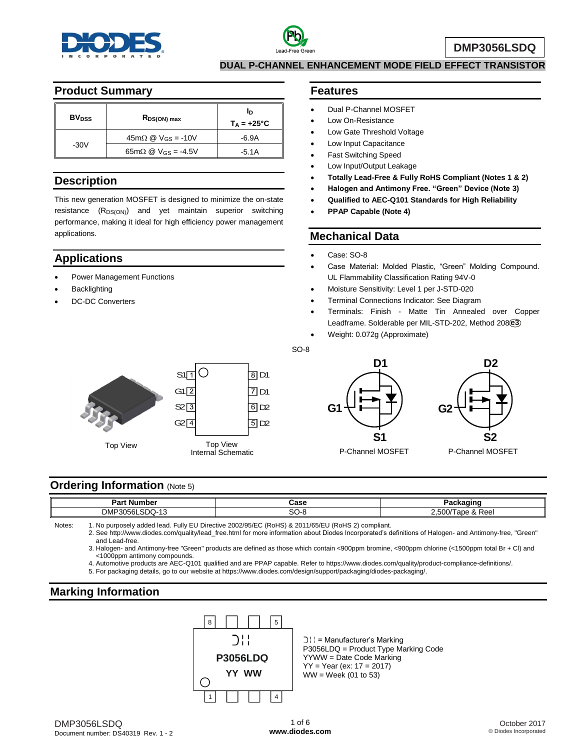# DMP3056LSDQ

## DUAL P-CHANNEL ENHANCEMENT MODE FIELD EFFECT TRANSISTOR

## Product Summary

| $BV_{DSS}$ | $R_{DS(ON)\ max}$ | $I_D$ $T_A = +25°C$ |
|---|---|---|
| -30V | 45mΩ @ $V_{GS}$ = -10V | -6.9A |
| | 65mΩ @ $V_{GS}$ = -4.5V | -5.1A |

## Description

This new generation MOSFET is designed to minimize the on-state resistance ($R_{DS(ON)}$) and yet maintain superior switching performance, making it ideal for high efficiency power management applications.

## Applications

- Power Management Functions
- Backlighting
- DC-DC Converters

## Features

- Dual P-Channel MOSFET
- Low On-Resistance
- Low Gate Threshold Voltage
- Low Input Capacitance
- Fast Switching Speed
- Low Input/Output Leakage
- **Totally Lead-Free & Fully RoHS Compliant (Notes 1 & 2)**
- **Halogen and Antimony Free. "Green" Device (Note 3)**
- **Qualified to AEC-Q101 Standards for High Reliability**
- **PPAP Capable (Note 4)**

## Mechanical Data

- Case: SO-8
- Case Material: Molded Plastic, "Green" Molding Compound. UL Flammability Classification Rating 94V-0
- Moisture Sensitivity: Level 1 per J-STD-020
- Terminal Connections Indicator: See Diagram
- Terminals: Finish - Matte Tin Annealed over Copper Leadframe. Solderable per MIL-STD-202, Method 208 (e3)
- Weight: 0.072g (Approximate)

SO-8

Top View

S1 1 | 8 D1
G1 2 | 7 D1
S2 3 | 6 D2
G2 4 | 5 D2

Top View
Internal Schematic

D1, G1, S1 — P-Channel MOSFET

D2, G2, S2 — P-Channel MOSFET

## Ordering Information (Note 5)

| Part Number | Case | Packaging |
|---|---|---|
| DMP3056LSDQ-13 | SO-8 | 2,500/Tape & Reel |

Notes:
1. No purposely added lead. Fully EU Directive 2002/95/EC (RoHS) & 2011/65/EU (RoHS 2) compliant.
2. See http://www.diodes.com/quality/lead_free.html for more information about Diodes Incorporated's definitions of Halogen- and Antimony-free, "Green" and Lead-free.
3. Halogen- and Antimony-free "Green" products are defined as those which contain <900ppm bromine, <900ppm chlorine (<1500ppm total Br + Cl) and <1000ppm antimony compounds.
4. Automotive products are AEC-Q101 qualified and are PPAP capable. Refer to https://www.diodes.com/quality/product-compliance-definitions/.
5. For packaging details, go to our website at https://www.diodes.com/design/support/packaging/diodes-packaging/.

## Marking Information

8 | 5

P3056LDQ

YY WW

1 | 4

= Manufacturer's Marking
P3056LDQ = Product Type Marking Code
YYWW = Date Code Marking
YY = Year (ex: 17 = 2017)
WW = Week (01 to 53)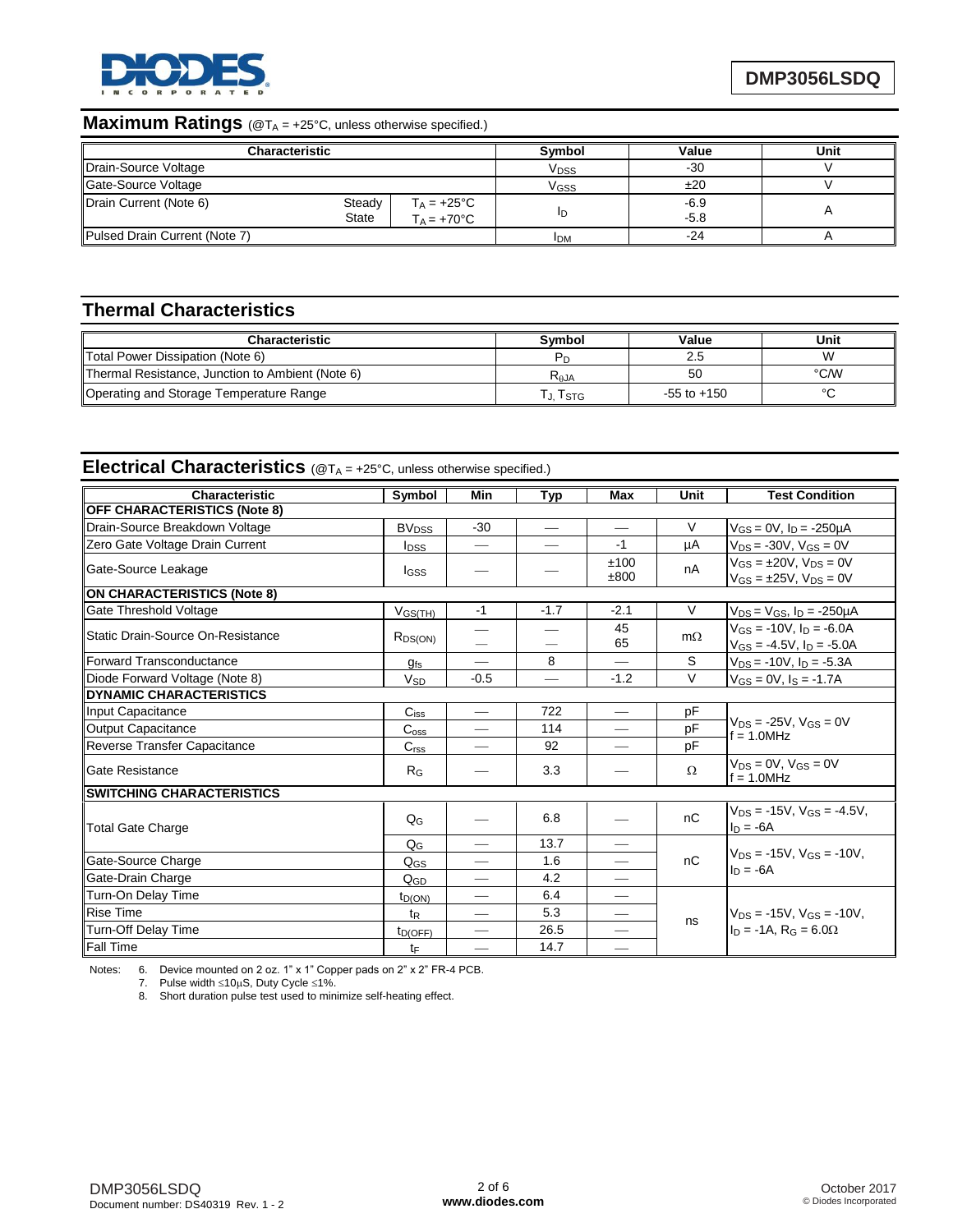## Maximum Ratings (@$T_A$ = +25°C, unless otherwise specified.)

| Characteristic | | | Symbol | Value | Unit |
|---|---|---|---|---|---|
| Drain-Source Voltage | | | $V_{DSS}$ | -30 | V |
| Gate-Source Voltage | | | $V_{GSS}$ | ±20 | V |
| Drain Current (Note 6) | Steady State | $T_A$ = +25°C | $I_D$ | -6.9 | A |
| | | $T_A$ = +70°C | | -5.8 | |
| Pulsed Drain Current (Note 7) | | | $I_{DM}$ | -24 | A |

## Thermal Characteristics

| Characteristic | Symbol | Value | Unit |
|---|---|---|---|
| Total Power Dissipation (Note 6) | $P_D$ | 2.5 | W |
| Thermal Resistance, Junction to Ambient (Note 6) | $R_{\theta JA}$ | 50 | °C/W |
| Operating and Storage Temperature Range | $T_J, T_{STG}$ | -55 to +150 | °C |

## Electrical Characteristics (@$T_A$ = +25°C, unless otherwise specified.)

| Characteristic | Symbol | Min | Typ | Max | Unit | Test Condition |
|---|---|---|---|---|---|---|
| **OFF CHARACTERISTICS (Note 8)** | | | | | | |
| Drain-Source Breakdown Voltage | $BV_{DSS}$ | -30 | — | — | V | $V_{GS}$ = 0V, $I_D$ = -250μA |
| Zero Gate Voltage Drain Current | $I_{DSS}$ | — | — | -1 | μA | $V_{DS}$ = -30V, $V_{GS}$ = 0V |
| Gate-Source Leakage | $I_{GSS}$ | — | — | ±100 | nA | $V_{GS}$ = ±20V, $V_{DS}$ = 0V |
| | | | | ±800 | | $V_{GS}$ = ±25V, $V_{DS}$ = 0V |
| **ON CHARACTERISTICS (Note 8)** | | | | | | |
| Gate Threshold Voltage | $V_{GS(TH)}$ | -1 | -1.7 | -2.1 | V | $V_{DS}$ = $V_{GS}$, $I_D$ = -250μA |
| Static Drain-Source On-Resistance | $R_{DS(ON)}$ | — | — | 45 | mΩ | $V_{GS}$ = -10V, $I_D$ = -6.0A |
| | | — | — | 65 | | $V_{GS}$ = -4.5V, $I_D$ = -5.0A |
| Forward Transconductance | $g_{fs}$ | — | 8 | — | S | $V_{DS}$ = -10V, $I_D$ = -5.3A |
| Diode Forward Voltage (Note 8) | $V_{SD}$ | -0.5 | — | -1.2 | V | $V_{GS}$ = 0V, $I_S$ = -1.7A |
| **DYNAMIC CHARACTERISTICS** | | | | | | |
| Input Capacitance | $C_{iss}$ | — | 722 | — | pF | $V_{DS}$ = -25V, $V_{GS}$ = 0V f = 1.0MHz |
| Output Capacitance | $C_{oss}$ | — | 114 | — | pF | |
| Reverse Transfer Capacitance | $C_{rss}$ | — | 92 | — | pF | |
| Gate Resistance | $R_G$ | — | 3.3 | — | Ω | $V_{DS}$ = 0V, $V_{GS}$ = 0V f = 1.0MHz |
| **SWITCHING CHARACTERISTICS** | | | | | | |
| Total Gate Charge | $Q_G$ | — | 6.8 | — | nC | $V_{DS}$ = -15V, $V_{GS}$ = -4.5V, $I_D$ = -6A |
| | $Q_G$ | — | 13.7 | — | nC | $V_{DS}$ = -15V, $V_{GS}$ = -10V, $I_D$ = -6A |
| Gate-Source Charge | $Q_{GS}$ | — | 1.6 | — | | |
| Gate-Drain Charge | $Q_{GD}$ | — | 4.2 | — | | |
| Turn-On Delay Time | $t_{D(ON)}$ | — | 6.4 | — | ns | $V_{DS}$ = -15V, $V_{GS}$ = -10V, $I_D$ = -1A, $R_G$ = 6.0Ω |
| Rise Time | $t_R$ | — | 5.3 | — | | |
| Turn-Off Delay Time | $t_{D(OFF)}$ | — | 26.5 | — | | |
| Fall Time | $t_F$ | — | 14.7 | — | | |

Notes:
6. Device mounted on 2 oz. 1" x 1" Copper pads on 2" x 2" FR-4 PCB.
7. Pulse width ≤10μS, Duty Cycle ≤1%.
8. Short duration pulse test used to minimize self-heating effect.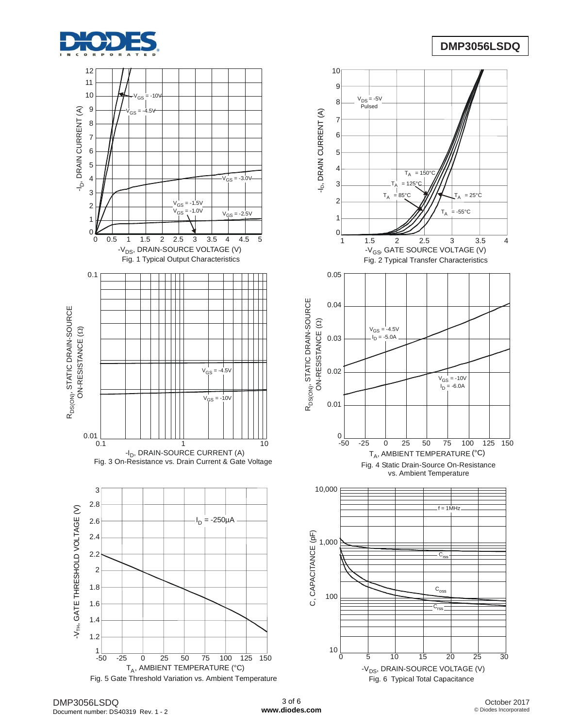Fig. 1 Typical Output Characteristics

Fig. 2 Typical Transfer Characteristics

Fig. 3 On-Resistance vs. Drain Current & Gate Voltage

Fig. 4 Static Drain-Source On-Resistance vs. Ambient Temperature

Fig. 5 Gate Threshold Variation vs. Ambient Temperature

Fig. 6 Typical Total Capacitance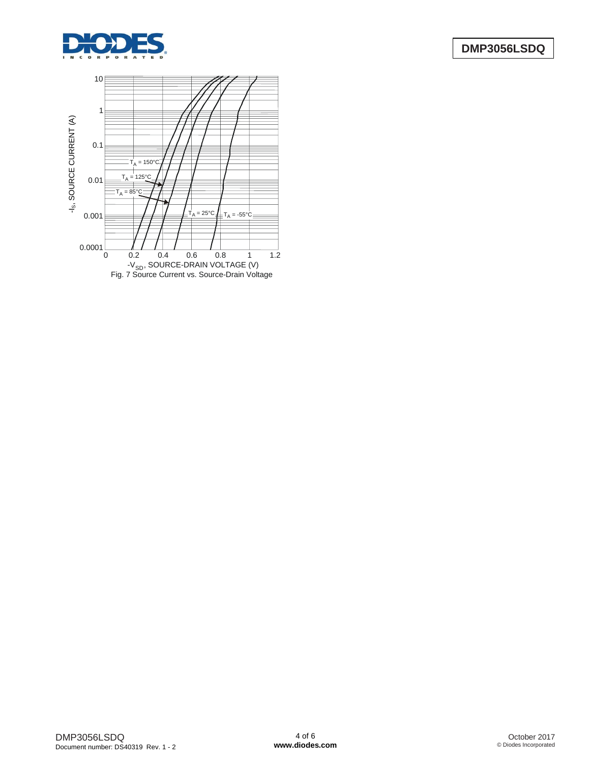Fig. 7 Source Current vs. Source-Drain Voltage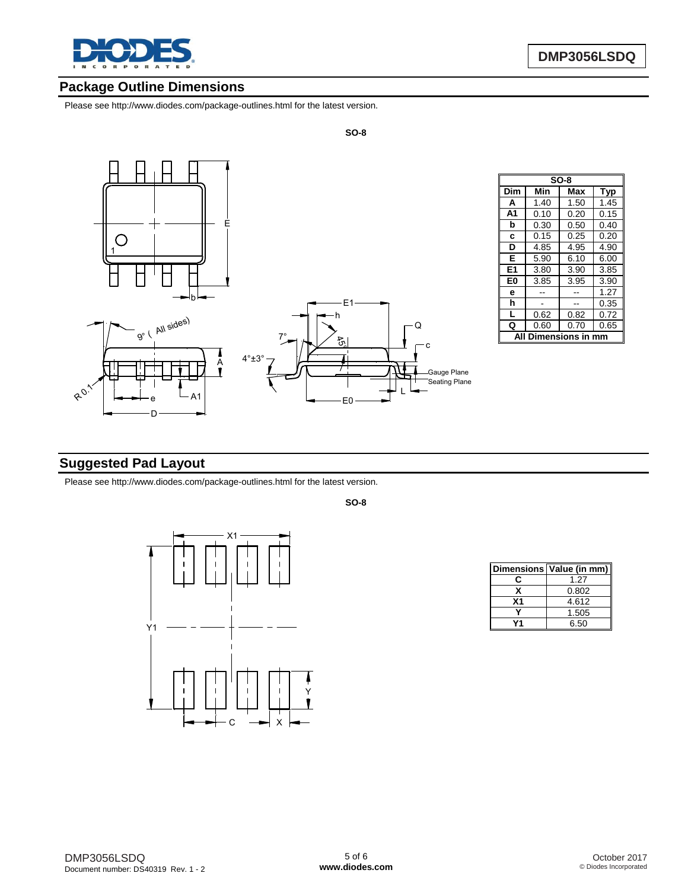## Package Outline Dimensions

Please see http://www.diodes.com/package-outlines.html for the latest version.

**SO-8**

| SO-8 | | | |
|---|---|---|---|
| **Dim** | **Min** | **Max** | **Typ** |
| **A** | 1.40 | 1.50 | 1.45 |
| **A1** | 0.10 | 0.20 | 0.15 |
| **b** | 0.30 | 0.50 | 0.40 |
| **c** | 0.15 | 0.25 | 0.20 |
| **D** | 4.85 | 4.95 | 4.90 |
| **E** | 5.90 | 6.10 | 6.00 |
| **E1** | 3.80 | 3.90 | 3.85 |
| **E0** | 3.85 | 3.95 | 3.90 |
| **e** | -- | -- | 1.27 |
| **h** | - | -- | 0.35 |
| **L** | 0.62 | 0.82 | 0.72 |
| **Q** | 0.60 | 0.70 | 0.65 |
| **All Dimensions in mm** | | | |

## Suggested Pad Layout

Please see http://www.diodes.com/package-outlines.html for the latest version.

**SO-8**

| Dimensions | Value (in mm) |
|---|---|
| **C** | 1.27 |
| **X** | 0.802 |
| **X1** | 4.612 |
| **Y** | 1.505 |
| **Y1** | 6.50 |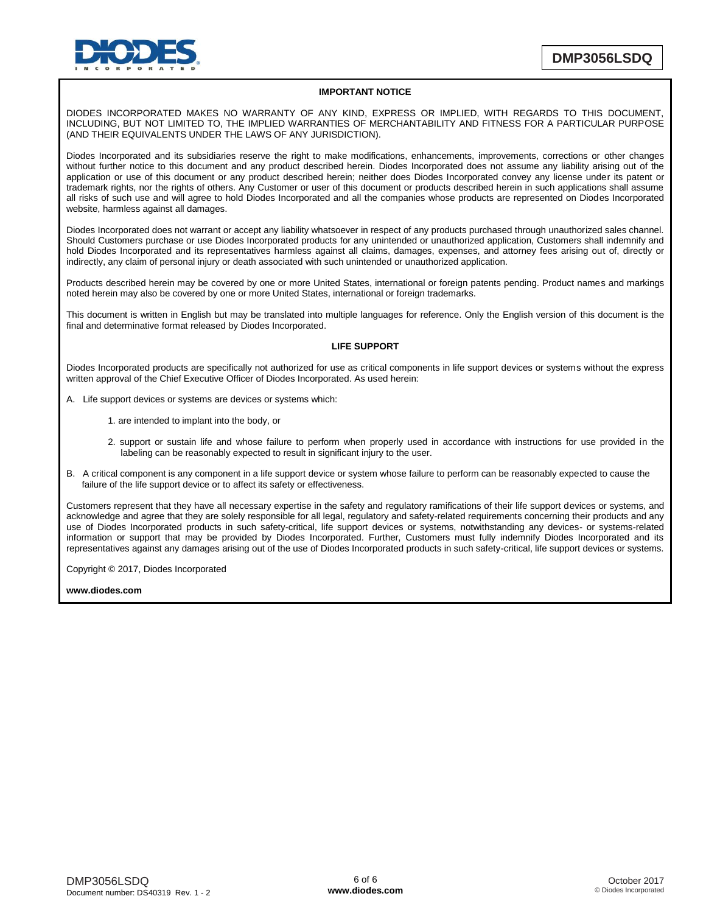## IMPORTANT NOTICE

DIODES INCORPORATED MAKES NO WARRANTY OF ANY KIND, EXPRESS OR IMPLIED, WITH REGARDS TO THIS DOCUMENT, INCLUDING, BUT NOT LIMITED TO, THE IMPLIED WARRANTIES OF MERCHANTABILITY AND FITNESS FOR A PARTICULAR PURPOSE (AND THEIR EQUIVALENTS UNDER THE LAWS OF ANY JURISDICTION).

Diodes Incorporated and its subsidiaries reserve the right to make modifications, enhancements, improvements, corrections or other changes without further notice to this document and any product described herein. Diodes Incorporated does not assume any liability arising out of the application or use of this document or any product described herein; neither does Diodes Incorporated convey any license under its patent or trademark rights, nor the rights of others. Any Customer or user of this document or products described herein in such applications shall assume all risks of such use and will agree to hold Diodes Incorporated and all the companies whose products are represented on Diodes Incorporated website, harmless against all damages.

Diodes Incorporated does not warrant or accept any liability whatsoever in respect of any products purchased through unauthorized sales channel. Should Customers purchase or use Diodes Incorporated products for any unintended or unauthorized application, Customers shall indemnify and hold Diodes Incorporated and its representatives harmless against all claims, damages, expenses, and attorney fees arising out of, directly or indirectly, any claim of personal injury or death associated with such unintended or unauthorized application.

Products described herein may be covered by one or more United States, international or foreign patents pending. Product names and markings noted herein may also be covered by one or more United States, international or foreign trademarks.

This document is written in English but may be translated into multiple languages for reference. Only the English version of this document is the final and determinative format released by Diodes Incorporated.

## LIFE SUPPORT

Diodes Incorporated products are specifically not authorized for use as critical components in life support devices or systems without the express written approval of the Chief Executive Officer of Diodes Incorporated. As used herein:

A. Life support devices or systems are devices or systems which:

   1. are intended to implant into the body, or

   2. support or sustain life and whose failure to perform when properly used in accordance with instructions for use provided in the labeling can be reasonably expected to result in significant injury to the user.

B. A critical component is any component in a life support device or system whose failure to perform can be reasonably expected to cause the failure of the life support device or to affect its safety or effectiveness.

Customers represent that they have all necessary expertise in the safety and regulatory ramifications of their life support devices or systems, and acknowledge and agree that they are solely responsible for all legal, regulatory and safety-related requirements concerning their products and any use of Diodes Incorporated products in such safety-critical, life support devices or systems, notwithstanding any devices- or systems-related information or support that may be provided by Diodes Incorporated. Further, Customers must fully indemnify Diodes Incorporated and its representatives against any damages arising out of the use of Diodes Incorporated products in such safety-critical, life support devices or systems.

Copyright © 2017, Diodes Incorporated

**www.diodes.com**